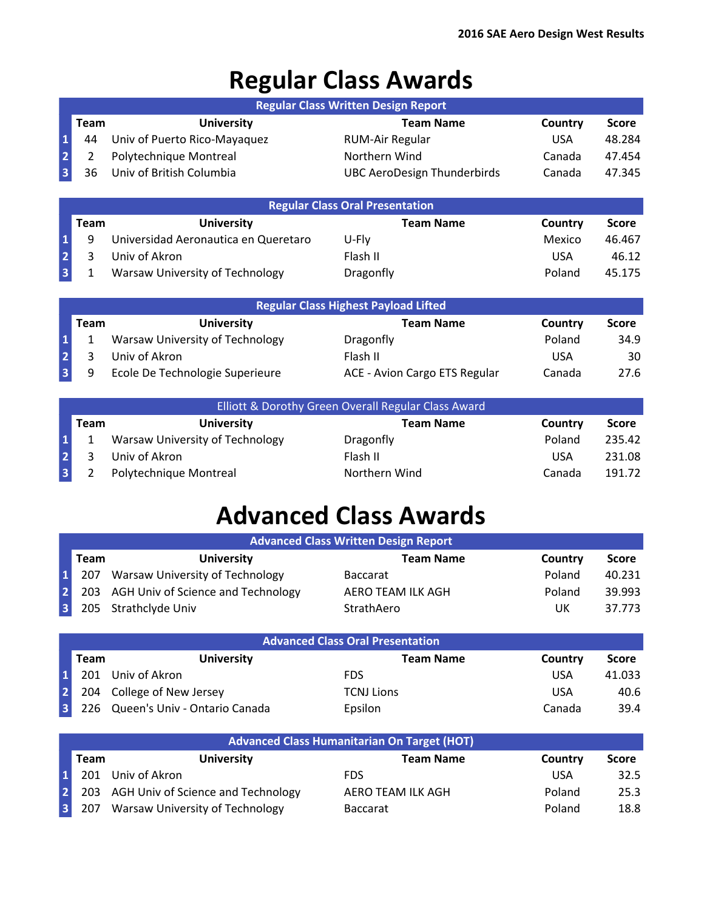2016 SAE Aero Design West Results

# Regular Class Awards

**Regular Class Written Design Report**

| | Team | University | Team Name | Country | Score |
|---|---|---|---|---|---|
| 1 | 44 | Univ of Puerto Rico-Mayaquez | RUM-Air Regular | USA | 48.284 |
| 2 | 2 | Polytechnique Montreal | Northern Wind | Canada | 47.454 |
| 3 | 36 | Univ of British Columbia | UBC AeroDesign Thunderbirds | Canada | 47.345 |

**Regular Class Oral Presentation**

| | Team | University | Team Name | Country | Score |
|---|---|---|---|---|---|
| 1 | 9 | Universidad Aeronautica en Queretaro | U-Fly | Mexico | 46.467 |
| 2 | 3 | Univ of Akron | Flash II | USA | 46.12 |
| 3 | 1 | Warsaw University of Technology | Dragonfly | Poland | 45.175 |

**Regular Class Highest Payload Lifted**

| | Team | University | Team Name | Country | Score |
|---|---|---|---|---|---|
| 1 | 1 | Warsaw University of Technology | Dragonfly | Poland | 34.9 |
| 2 | 3 | Univ of Akron | Flash II | USA | 30 |
| 3 | 9 | Ecole De Technologie Superieure | ACE - Avion Cargo ETS Regular | Canada | 27.6 |

**Elliott & Dorothy Green Overall Regular Class Award**

| | Team | University | Team Name | Country | Score |
|---|---|---|---|---|---|
| 1 | 1 | Warsaw University of Technology | Dragonfly | Poland | 235.42 |
| 2 | 3 | Univ of Akron | Flash II | USA | 231.08 |
| 3 | 2 | Polytechnique Montreal | Northern Wind | Canada | 191.72 |

# Advanced Class Awards

**Advanced Class Written Design Report**

| | Team | University | Team Name | Country | Score |
|---|---|---|---|---|---|
| 1 | 207 | Warsaw University of Technology | Baccarat | Poland | 40.231 |
| 2 | 203 | AGH Univ of Science and Technology | AERO TEAM ILK AGH | Poland | 39.993 |
| 3 | 205 | Strathclyde Univ | StrathAero | UK | 37.773 |

**Advanced Class Oral Presentation**

| | Team | University | Team Name | Country | Score |
|---|---|---|---|---|---|
| 1 | 201 | Univ of Akron | FDS | USA | 41.033 |
| 2 | 204 | College of New Jersey | TCNJ Lions | USA | 40.6 |
| 3 | 226 | Queen's Univ - Ontario Canada | Epsilon | Canada | 39.4 |

**Advanced Class Humanitarian On Target (HOT)**

| | Team | University | Team Name | Country | Score |
|---|---|---|---|---|---|
| 1 | 201 | Univ of Akron | FDS | USA | 32.5 |
| 2 | 203 | AGH Univ of Science and Technology | AERO TEAM ILK AGH | Poland | 25.3 |
| 3 | 207 | Warsaw University of Technology | Baccarat | Poland | 18.8 |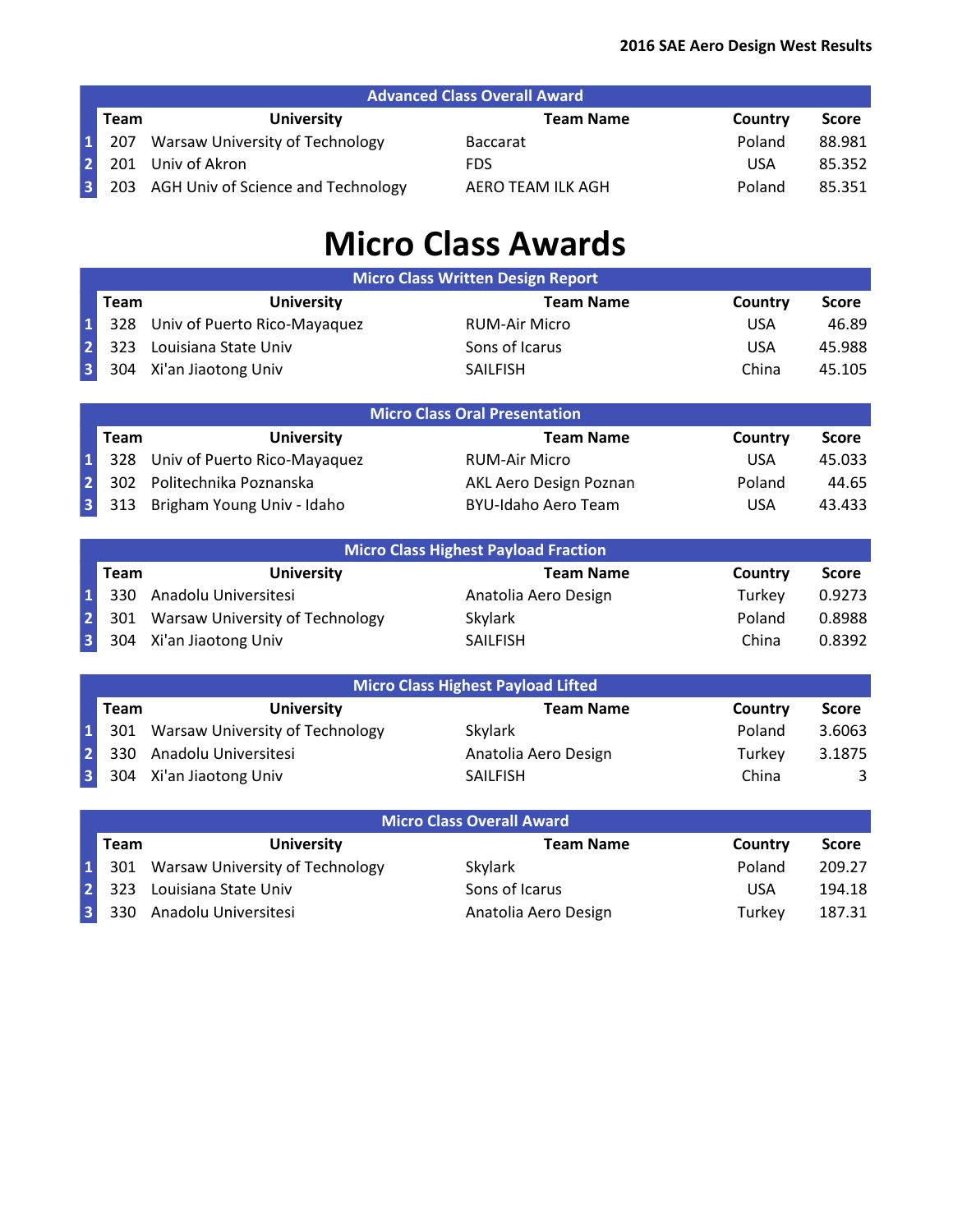**2016 SAE Aero Design West Results**

| | Advanced Class Overall Award | | | | |
|---|---|---|---|---|---|
| | **Team** | **University** | **Team Name** | **Country** | **Score** |
| 1 | 207 | Warsaw University of Technology | Baccarat | Poland | 88.981 |
| 2 | 201 | Univ of Akron | FDS | USA | 85.352 |
| 3 | 203 | AGH Univ of Science and Technology | AERO TEAM ILK AGH | Poland | 85.351 |

# Micro Class Awards

| | Micro Class Written Design Report | | | | |
|---|---|---|---|---|---|
| | **Team** | **University** | **Team Name** | **Country** | **Score** |
| 1 | 328 | Univ of Puerto Rico-Mayaquez | RUM-Air Micro | USA | 46.89 |
| 2 | 323 | Louisiana State Univ | Sons of Icarus | USA | 45.988 |
| 3 | 304 | Xi'an Jiaotong Univ | SAILFISH | China | 45.105 |

| | Micro Class Oral Presentation | | | | |
|---|---|---|---|---|---|
| | **Team** | **University** | **Team Name** | **Country** | **Score** |
| 1 | 328 | Univ of Puerto Rico-Mayaquez | RUM-Air Micro | USA | 45.033 |
| 2 | 302 | Politechnika Poznanska | AKL Aero Design Poznan | Poland | 44.65 |
| 3 | 313 | Brigham Young Univ - Idaho | BYU-Idaho Aero Team | USA | 43.433 |

| | Micro Class Highest Payload Fraction | | | | |
|---|---|---|---|---|---|
| | **Team** | **University** | **Team Name** | **Country** | **Score** |
| 1 | 330 | Anadolu Universitesi | Anatolia Aero Design | Turkey | 0.9273 |
| 2 | 301 | Warsaw University of Technology | Skylark | Poland | 0.8988 |
| 3 | 304 | Xi'an Jiaotong Univ | SAILFISH | China | 0.8392 |

| | Micro Class Highest Payload Lifted | | | | |
|---|---|---|---|---|---|
| | **Team** | **University** | **Team Name** | **Country** | **Score** |
| 1 | 301 | Warsaw University of Technology | Skylark | Poland | 3.6063 |
| 2 | 330 | Anadolu Universitesi | Anatolia Aero Design | Turkey | 3.1875 |
| 3 | 304 | Xi'an Jiaotong Univ | SAILFISH | China | 3 |

| | Micro Class Overall Award | | | | |
|---|---|---|---|---|---|
| | **Team** | **University** | **Team Name** | **Country** | **Score** |
| 1 | 301 | Warsaw University of Technology | Skylark | Poland | 209.27 |
| 2 | 323 | Louisiana State Univ | Sons of Icarus | USA | 194.18 |
| 3 | 330 | Anadolu Universitesi | Anatolia Aero Design | Turkey | 187.31 |